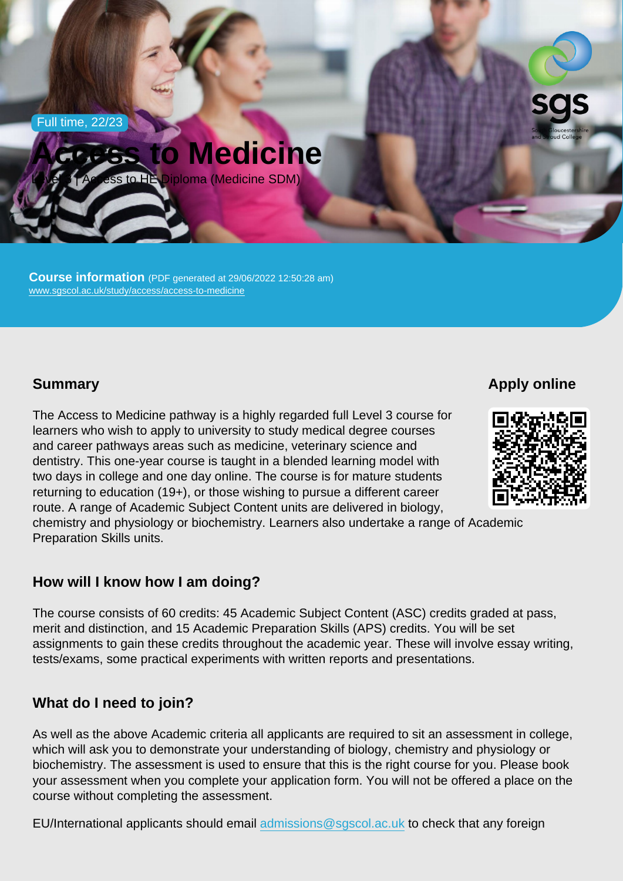Full time, 22/23

# Access to Medicine

Level 3 | Access to HE Diploma (Medicine SDM)

**Course information** (PDF generated at 29/06/2022 12:50:28 am)
www.sgscol.ac.uk/study/access/access-to-medicine

## Summary

The Access to Medicine pathway is a highly regarded full Level 3 course for learners who wish to apply to university to study medical degree courses and career pathways areas such as medicine, veterinary science and dentistry. This one-year course is taught in a blended learning model with two days in college and one day online. The course is for mature students returning to education (19+), or those wishing to pursue a different career route. A range of Academic Subject Content units are delivered in biology, chemistry and physiology or biochemistry. Learners also undertake a range of Academic Preparation Skills units.

## Apply online

## How will I know how I am doing?

The course consists of 60 credits: 45 Academic Subject Content (ASC) credits graded at pass, merit and distinction, and 15 Academic Preparation Skills (APS) credits. You will be set assignments to gain these credits throughout the academic year. These will involve essay writing, tests/exams, some practical experiments with written reports and presentations.

## What do I need to join?

As well as the above Academic criteria all applicants are required to sit an assessment in college, which will ask you to demonstrate your understanding of biology, chemistry and physiology or biochemistry. The assessment is used to ensure that this is the right course for you. Please book your assessment when you complete your application form. You will not be offered a place on the course without completing the assessment.

EU/International applicants should email admissions@sgscol.ac.uk to check that any foreign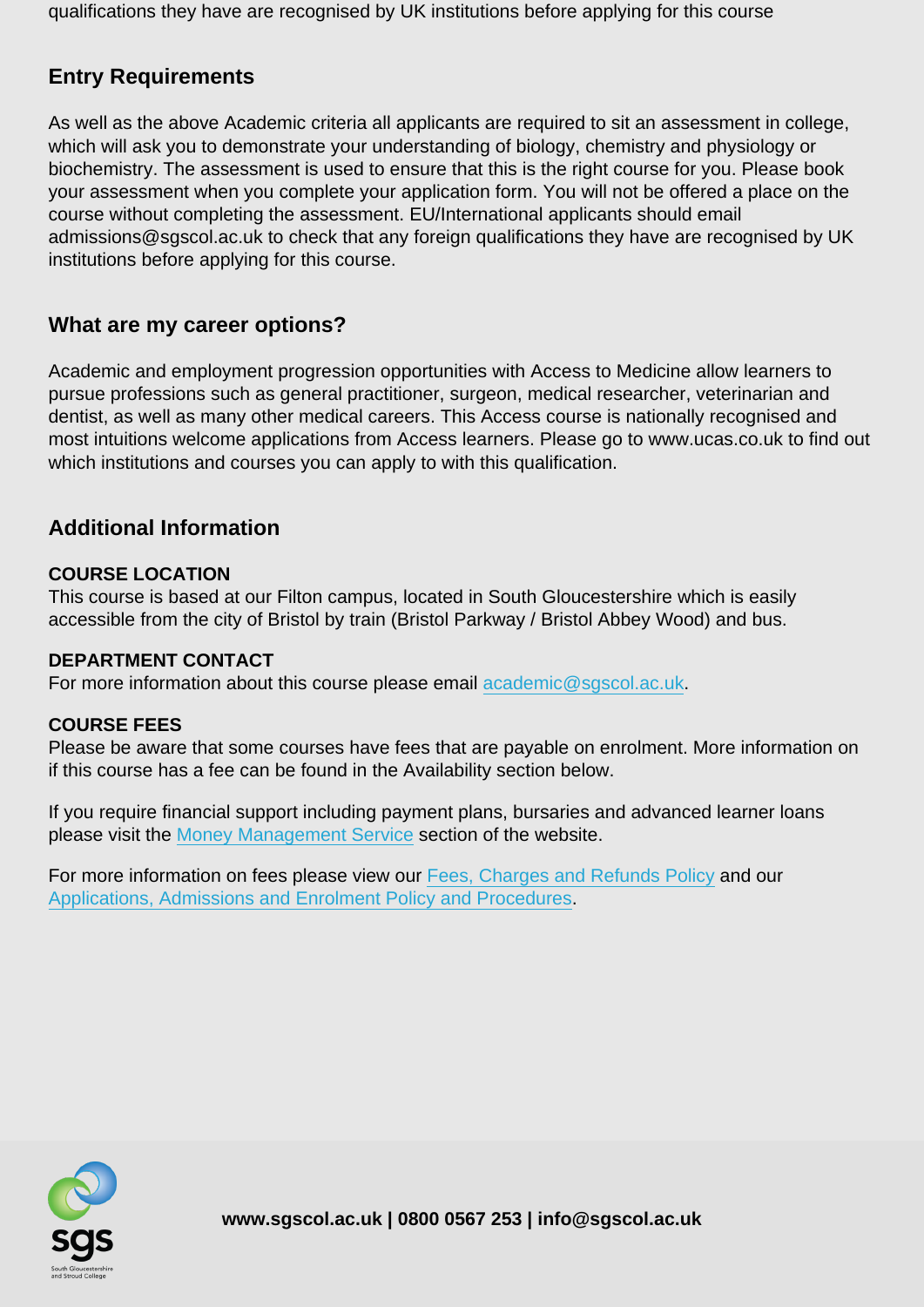qualifications they have are recognised by UK institutions before applying for this course

## Entry Requirements

As well as the above Academic criteria all applicants are required to sit an assessment in college, which will ask you to demonstrate your understanding of biology, chemistry and physiology or biochemistry. The assessment is used to ensure that this is the right course for you. Please book your assessment when you complete your application form. You will not be offered a place on the course without completing the assessment. EU/International applicants should email admissions@sgscol.ac.uk to check that any foreign qualifications they have are recognised by UK institutions before applying for this course.

## What are my career options?

Academic and employment progression opportunities with Access to Medicine allow learners to pursue professions such as general practitioner, surgeon, medical researcher, veterinarian and dentist, as well as many other medical careers. This Access course is nationally recognised and most intuitions welcome applications from Access learners. Please go to www.ucas.co.uk to find out which institutions and courses you can apply to with this qualification.

## Additional Information

**COURSE LOCATION**
This course is based at our Filton campus, located in South Gloucestershire which is easily accessible from the city of Bristol by train (Bristol Parkway / Bristol Abbey Wood) and bus.

**DEPARTMENT CONTACT**
For more information about this course please email academic@sgscol.ac.uk.

**COURSE FEES**
Please be aware that some courses have fees that are payable on enrolment. More information on if this course has a fee can be found in the Availability section below.

If you require financial support including payment plans, bursaries and advanced learner loans please visit the Money Management Service section of the website.

For more information on fees please view our Fees, Charges and Refunds Policy and our Applications, Admissions and Enrolment Policy and Procedures.

sgs
South Gloucestershire and Stroud College

**www.sgscol.ac.uk | 0800 0567 253 | info@sgscol.ac.uk**